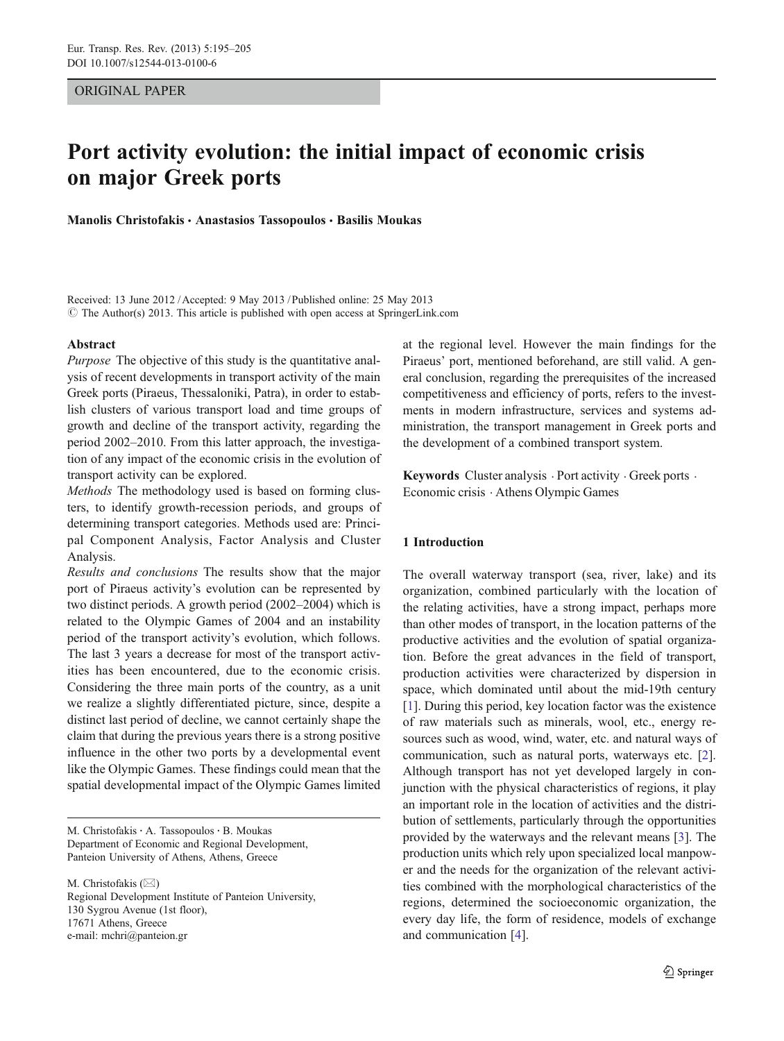ORIGINAL PAPER

# Port activity evolution: the initial impact of economic crisis on major Greek ports

**Manolis Christofakis · Anastasios Tassopoulos · Basilis Moukas**

Received: 13 June 2012 / Accepted: 9 May 2013 / Published online: 25 May 2013
© The Author(s) 2013. This article is published with open access at SpringerLink.com

**Abstract**

*Purpose* The objective of this study is the quantitative analysis of recent developments in transport activity of the main Greek ports (Piraeus, Thessaloniki, Patra), in order to establish clusters of various transport load and time groups of growth and decline of the transport activity, regarding the period 2002–2010. From this latter approach, the investigation of any impact of the economic crisis in the evolution of transport activity can be explored.

*Methods* The methodology used is based on forming clusters, to identify growth-recession periods, and groups of determining transport categories. Methods used are: Principal Component Analysis, Factor Analysis and Cluster Analysis.

*Results and conclusions* The results show that the major port of Piraeus activity's evolution can be represented by two distinct periods. A growth period (2002–2004) which is related to the Olympic Games of 2004 and an instability period of the transport activity's evolution, which follows. The last 3 years a decrease for most of the transport activities has been encountered, due to the economic crisis. Considering the three main ports of the country, as a unit we realize a slightly differentiated picture, since, despite a distinct last period of decline, we cannot certainly shape the claim that during the previous years there is a strong positive influence in the other two ports by a developmental event like the Olympic Games. These findings could mean that the spatial developmental impact of the Olympic Games limited at the regional level. However the main findings for the Piraeus' port, mentioned beforehand, are still valid. A general conclusion, regarding the prerequisites of the increased competitiveness and efficiency of ports, refers to the investments in modern infrastructure, services and systems administration, the transport management in Greek ports and the development of a combined transport system.

**Keywords** Cluster analysis · Port activity · Greek ports · Economic crisis · Athens Olympic Games

M. Christofakis · A. Tassopoulos · B. Moukas
Department of Economic and Regional Development,
Panteion University of Athens, Athens, Greece

M. Christofakis (✉)
Regional Development Institute of Panteion University,
130 Sygrou Avenue (1st floor),
17671 Athens, Greece
e-mail: mchri@panteion.gr

## 1 Introduction

The overall waterway transport (sea, river, lake) and its organization, combined particularly with the location of the relating activities, have a strong impact, perhaps more than other modes of transport, in the location patterns of the productive activities and the evolution of spatial organization. Before the great advances in the field of transport, production activities were characterized by dispersion in space, which dominated until about the mid-19th century [1]. During this period, key location factor was the existence of raw materials such as minerals, wool, etc., energy resources such as wood, wind, water, etc. and natural ways of communication, such as natural ports, waterways etc. [2]. Although transport has not yet developed largely in conjunction with the physical characteristics of regions, it play an important role in the location of activities and the distribution of settlements, particularly through the opportunities provided by the waterways and the relevant means [3]. The production units which rely upon specialized local manpower and the needs for the organization of the relevant activities combined with the morphological characteristics of the regions, determined the socioeconomic organization, the every day life, the form of residence, models of exchange and communication [4].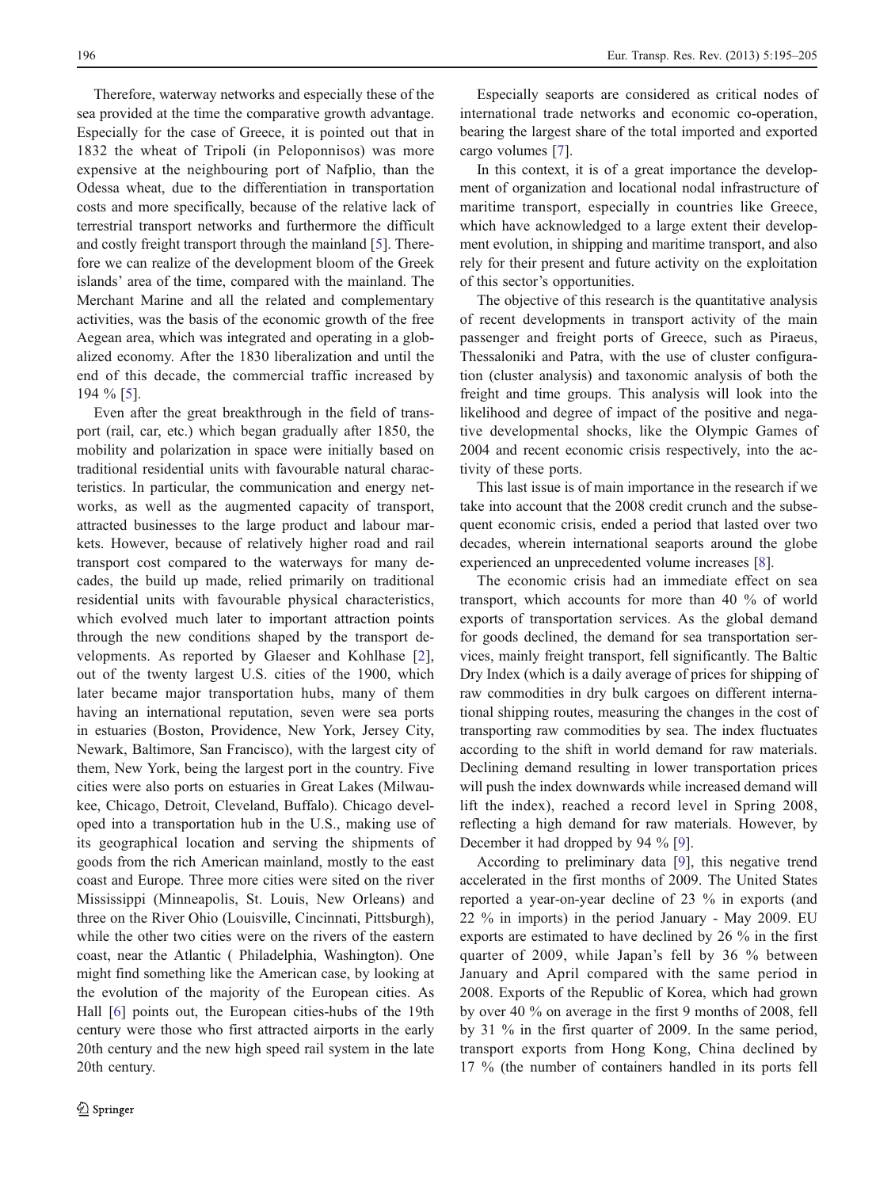Therefore, waterway networks and especially these of the sea provided at the time the comparative growth advantage. Especially for the case of Greece, it is pointed out that in 1832 the wheat of Tripoli (in Peloponnisos) was more expensive at the neighbouring port of Nafplio, than the Odessa wheat, due to the differentiation in transportation costs and more specifically, because of the relative lack of terrestrial transport networks and furthermore the difficult and costly freight transport through the mainland [5]. Therefore we can realize of the development bloom of the Greek islands' area of the time, compared with the mainland. The Merchant Marine and all the related and complementary activities, was the basis of the economic growth of the free Aegean area, which was integrated and operating in a globalized economy. After the 1830 liberalization and until the end of this decade, the commercial traffic increased by 194 % [5].

Even after the great breakthrough in the field of transport (rail, car, etc.) which began gradually after 1850, the mobility and polarization in space were initially based on traditional residential units with favourable natural characteristics. In particular, the communication and energy networks, as well as the augmented capacity of transport, attracted businesses to the large product and labour markets. However, because of relatively higher road and rail transport cost compared to the waterways for many decades, the build up made, relied primarily on traditional residential units with favourable physical characteristics, which evolved much later to important attraction points through the new conditions shaped by the transport developments. As reported by Glaeser and Kohlhase [2], out of the twenty largest U.S. cities of the 1900, which later became major transportation hubs, many of them having an international reputation, seven were sea ports in estuaries (Boston, Providence, New York, Jersey City, Newark, Baltimore, San Francisco), with the largest city of them, New York, being the largest port in the country. Five cities were also ports on estuaries in Great Lakes (Milwaukee, Chicago, Detroit, Cleveland, Buffalo). Chicago developed into a transportation hub in the U.S., making use of its geographical location and serving the shipments of goods from the rich American mainland, mostly to the east coast and Europe. Three more cities were sited on the river Mississippi (Minneapolis, St. Louis, New Orleans) and three on the River Ohio (Louisville, Cincinnati, Pittsburgh), while the other two cities were on the rivers of the eastern coast, near the Atlantic ( Philadelphia, Washington). One might find something like the American case, by looking at the evolution of the majority of the European cities. As Hall [6] points out, the European cities-hubs of the 19th century were those who first attracted airports in the early 20th century and the new high speed rail system in the late 20th century.

Especially seaports are considered as critical nodes of international trade networks and economic co-operation, bearing the largest share of the total imported and exported cargo volumes [7].

In this context, it is of a great importance the development of organization and locational nodal infrastructure of maritime transport, especially in countries like Greece, which have acknowledged to a large extent their development evolution, in shipping and maritime transport, and also rely for their present and future activity on the exploitation of this sector's opportunities.

The objective of this research is the quantitative analysis of recent developments in transport activity of the main passenger and freight ports of Greece, such as Piraeus, Thessaloniki and Patra, with the use of cluster configuration (cluster analysis) and taxonomic analysis of both the freight and time groups. This analysis will look into the likelihood and degree of impact of the positive and negative developmental shocks, like the Olympic Games of 2004 and recent economic crisis respectively, into the activity of these ports.

This last issue is of main importance in the research if we take into account that the 2008 credit crunch and the subsequent economic crisis, ended a period that lasted over two decades, wherein international seaports around the globe experienced an unprecedented volume increases [8].

The economic crisis had an immediate effect on sea transport, which accounts for more than 40 % of world exports of transportation services. As the global demand for goods declined, the demand for sea transportation services, mainly freight transport, fell significantly. The Baltic Dry Index (which is a daily average of prices for shipping of raw commodities in dry bulk cargoes on different international shipping routes, measuring the changes in the cost of transporting raw commodities by sea. The index fluctuates according to the shift in world demand for raw materials. Declining demand resulting in lower transportation prices will push the index downwards while increased demand will lift the index), reached a record level in Spring 2008, reflecting a high demand for raw materials. However, by December it had dropped by 94 % [9].

According to preliminary data [9], this negative trend accelerated in the first months of 2009. The United States reported a year-on-year decline of 23 % in exports (and 22 % in imports) in the period January - May 2009. EU exports are estimated to have declined by 26 % in the first quarter of 2009, while Japan's fell by 36 % between January and April compared with the same period in 2008. Exports of the Republic of Korea, which had grown by over 40 % on average in the first 9 months of 2008, fell by 31 % in the first quarter of 2009. In the same period, transport exports from Hong Kong, China declined by 17 % (the number of containers handled in its ports fell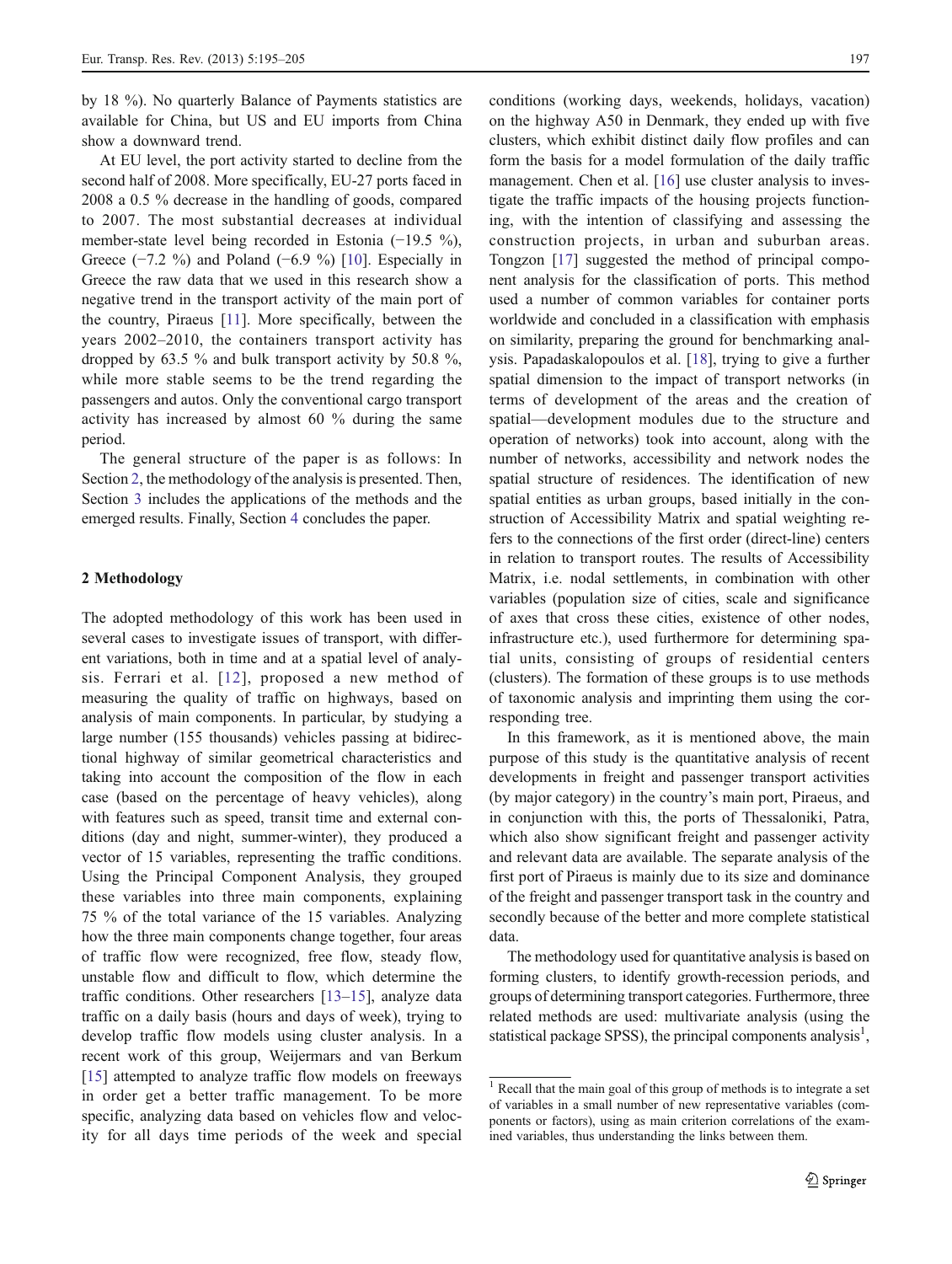by 18 %). No quarterly Balance of Payments statistics are available for China, but US and EU imports from China show a downward trend.

At EU level, the port activity started to decline from the second half of 2008. More specifically, EU-27 ports faced in 2008 a 0.5 % decrease in the handling of goods, compared to 2007. The most substantial decreases at individual member-state level being recorded in Estonia (−19.5 %), Greece (−7.2 %) and Poland (−6.9 %) [10]. Especially in Greece the raw data that we used in this research show a negative trend in the transport activity of the main port of the country, Piraeus [11]. More specifically, between the years 2002–2010, the containers transport activity has dropped by 63.5 % and bulk transport activity by 50.8 %, while more stable seems to be the trend regarding the passengers and autos. Only the conventional cargo transport activity has increased by almost 60 % during the same period.

The general structure of the paper is as follows: In Section 2, the methodology of the analysis is presented. Then, Section 3 includes the applications of the methods and the emerged results. Finally, Section 4 concludes the paper.

## 2 Methodology

The adopted methodology of this work has been used in several cases to investigate issues of transport, with different variations, both in time and at a spatial level of analysis. Ferrari et al. [12], proposed a new method of measuring the quality of traffic on highways, based on analysis of main components. In particular, by studying a large number (155 thousands) vehicles passing at bidirectional highway of similar geometrical characteristics and taking into account the composition of the flow in each case (based on the percentage of heavy vehicles), along with features such as speed, transit time and external conditions (day and night, summer-winter), they produced a vector of 15 variables, representing the traffic conditions. Using the Principal Component Analysis, they grouped these variables into three main components, explaining 75 % of the total variance of the 15 variables. Analyzing how the three main components change together, four areas of traffic flow were recognized, free flow, steady flow, unstable flow and difficult to flow, which determine the traffic conditions. Other researchers [13–15], analyze data traffic on a daily basis (hours and days of week), trying to develop traffic flow models using cluster analysis. In a recent work of this group, Weijermars and van Berkum [15] attempted to analyze traffic flow models on freeways in order get a better traffic management. To be more specific, analyzing data based on vehicles flow and velocity for all days time periods of the week and special conditions (working days, weekends, holidays, vacation) on the highway A50 in Denmark, they ended up with five clusters, which exhibit distinct daily flow profiles and can form the basis for a model formulation of the daily traffic management. Chen et al. [16] use cluster analysis to investigate the traffic impacts of the housing projects functioning, with the intention of classifying and assessing the construction projects, in urban and suburban areas. Tongzon [17] suggested the method of principal component analysis for the classification of ports. This method used a number of common variables for container ports worldwide and concluded in a classification with emphasis on similarity, preparing the ground for benchmarking analysis. Papadaskalopoulos et al. [18], trying to give a further spatial dimension to the impact of transport networks (in terms of development of the areas and the creation of spatial—development modules due to the structure and operation of networks) took into account, along with the number of networks, accessibility and network nodes the spatial structure of residences. The identification of new spatial entities as urban groups, based initially in the construction of Accessibility Matrix and spatial weighting refers to the connections of the first order (direct-line) centers in relation to transport routes. The results of Accessibility Matrix, i.e. nodal settlements, in combination with other variables (population size of cities, scale and significance of axes that cross these cities, existence of other nodes, infrastructure etc.), used furthermore for determining spatial units, consisting of groups of residential centers (clusters). The formation of these groups is to use methods of taxonomic analysis and imprinting them using the corresponding tree.

In this framework, as it is mentioned above, the main purpose of this study is the quantitative analysis of recent developments in freight and passenger transport activities (by major category) in the country's main port, Piraeus, and in conjunction with this, the ports of Thessaloniki, Patra, which also show significant freight and passenger activity and relevant data are available. The separate analysis of the first port of Piraeus is mainly due to its size and dominance of the freight and passenger transport task in the country and secondly because of the better and more complete statistical data.

The methodology used for quantitative analysis is based on forming clusters, to identify growth-recession periods, and groups of determining transport categories. Furthermore, three related methods are used: multivariate analysis (using the statistical package SPSS), the principal components analysis[1],

[1] Recall that the main goal of this group of methods is to integrate a set of variables in a small number of new representative variables (components or factors), using as main criterion correlations of the examined variables, thus understanding the links between them.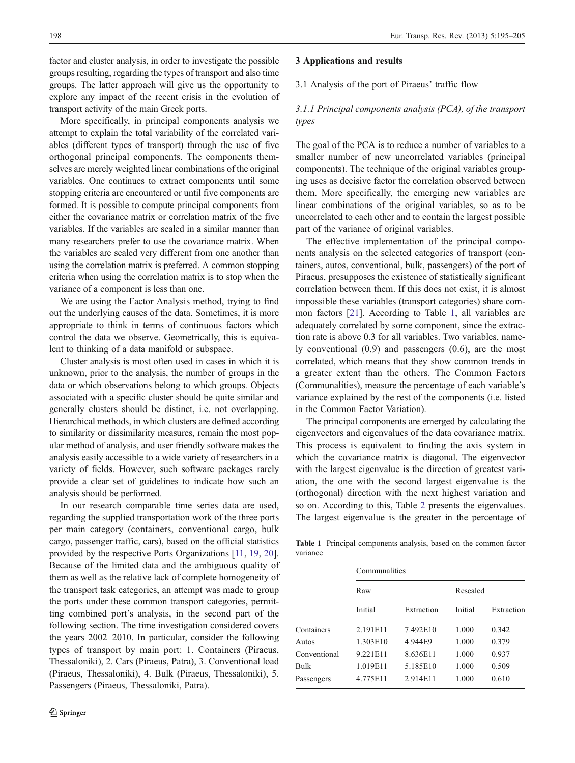factor and cluster analysis, in order to investigate the possible groups resulting, regarding the types of transport and also time groups. The latter approach will give us the opportunity to explore any impact of the recent crisis in the evolution of transport activity of the main Greek ports.

More specifically, in principal components analysis we attempt to explain the total variability of the correlated variables (different types of transport) through the use of five orthogonal principal components. The components themselves are merely weighted linear combinations of the original variables. One continues to extract components until some stopping criteria are encountered or until five components are formed. It is possible to compute principal components from either the covariance matrix or correlation matrix of the five variables. If the variables are scaled in a similar manner than many researchers prefer to use the covariance matrix. When the variables are scaled very different from one another than using the correlation matrix is preferred. A common stopping criteria when using the correlation matrix is to stop when the variance of a component is less than one.

We are using the Factor Analysis method, trying to find out the underlying causes of the data. Sometimes, it is more appropriate to think in terms of continuous factors which control the data we observe. Geometrically, this is equivalent to thinking of a data manifold or subspace.

Cluster analysis is most often used in cases in which it is unknown, prior to the analysis, the number of groups in the data or which observations belong to which groups. Objects associated with a specific cluster should be quite similar and generally clusters should be distinct, i.e. not overlapping. Hierarchical methods, in which clusters are defined according to similarity or dissimilarity measures, remain the most popular method of analysis, and user friendly software makes the analysis easily accessible to a wide variety of researchers in a variety of fields. However, such software packages rarely provide a clear set of guidelines to indicate how such an analysis should be performed.

In our research comparable time series data are used, regarding the supplied transportation work of the three ports per main category (containers, conventional cargo, bulk cargo, passenger traffic, cars), based on the official statistics provided by the respective Ports Organizations [11, 19, 20]. Because of the limited data and the ambiguous quality of them as well as the relative lack of complete homogeneity of the transport task categories, an attempt was made to group the ports under these common transport categories, permitting combined port's analysis, in the second part of the following section. The time investigation considered covers the years 2002–2010. In particular, consider the following types of transport by main port: 1. Containers (Piraeus, Thessaloniki), 2. Cars (Piraeus, Patra), 3. Conventional load (Piraeus, Thessaloniki), 4. Bulk (Piraeus, Thessaloniki), 5. Passengers (Piraeus, Thessaloniki, Patra).

## 3 Applications and results

### 3.1 Analysis of the port of Piraeus' traffic flow

#### *3.1.1 Principal components analysis (PCA), of the transport types*

The goal of the PCA is to reduce a number of variables to a smaller number of new uncorrelated variables (principal components). The technique of the original variables grouping uses as decisive factor the correlation observed between them. More specifically, the emerging new variables are linear combinations of the original variables, so as to be uncorrelated to each other and to contain the largest possible part of the variance of original variables.

The effective implementation of the principal components analysis on the selected categories of transport (containers, autos, conventional, bulk, passengers) of the port of Piraeus, presupposes the existence of statistically significant correlation between them. If this does not exist, it is almost impossible these variables (transport categories) share common factors [21]. According to Table 1, all variables are adequately correlated by some component, since the extraction rate is above 0.3 for all variables. Two variables, namely conventional (0.9) and passengers (0.6), are the most correlated, which means that they show common trends in a greater extent than the others. The Common Factors (Communalities), measure the percentage of each variable's variance explained by the rest of the components (i.e. listed in the Common Factor Variation).

The principal components are emerged by calculating the eigenvectors and eigenvalues of the data covariance matrix. This process is equivalent to finding the axis system in which the covariance matrix is diagonal. The eigenvector with the largest eigenvalue is the direction of greatest variation, the one with the second largest eigenvalue is the (orthogonal) direction with the next highest variation and so on. According to this, Table 2 presents the eigenvalues. The largest eigenvalue is the greater in the percentage of

**Table 1** Principal components analysis, based on the common factor variance

| | Communalities | | | |
|---|---|---|---|---|
| | Raw | | Rescaled | |
| | Initial | Extraction | Initial | Extraction |
| Containers | 2.191E11 | 7.492E10 | 1.000 | 0.342 |
| Autos | 1.303E10 | 4.944E9 | 1.000 | 0.379 |
| Conventional | 9.221E11 | 8.636E11 | 1.000 | 0.937 |
| Bulk | 1.019E11 | 5.185E10 | 1.000 | 0.509 |
| Passengers | 4.775E11 | 2.914E11 | 1.000 | 0.610 |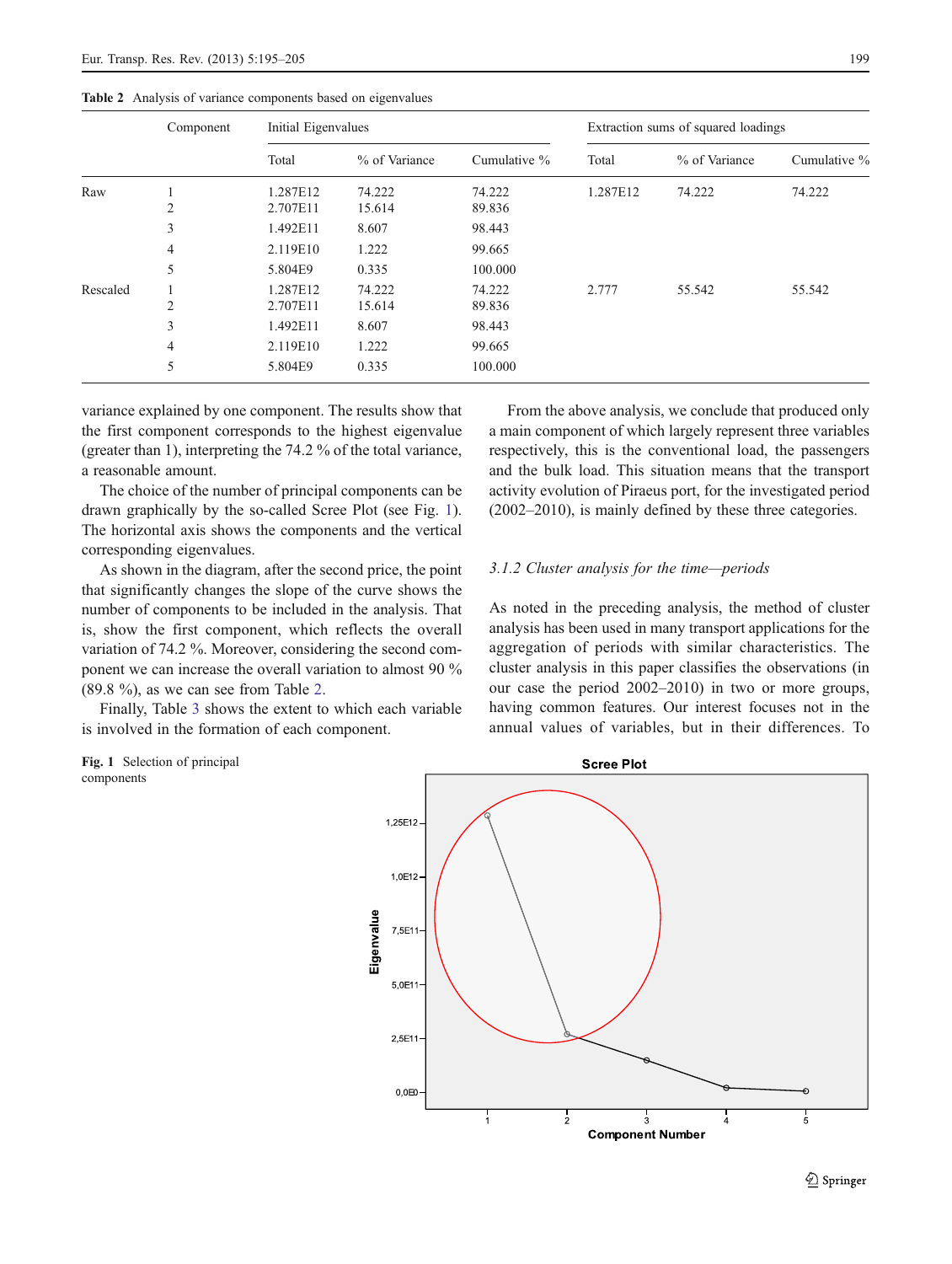**Table 2** Analysis of variance components based on eigenvalues

| | Component | Initial Eigenvalues | | | Extraction sums of squared loadings | | |
|---|---|---|---|---|---|---|---|
| | | Total | % of Variance | Cumulative % | Total | % of Variance | Cumulative % |
| Raw | 1 | 1.287E12 | 74.222 | 74.222 | 1.287E12 | 74.222 | 74.222 |
| | 2 | 2.707E11 | 15.614 | 89.836 | | | |
| | 3 | 1.492E11 | 8.607 | 98.443 | | | |
| | 4 | 2.119E10 | 1.222 | 99.665 | | | |
| | 5 | 5.804E9 | 0.335 | 100.000 | | | |
| Rescaled | 1 | 1.287E12 | 74.222 | 74.222 | 2.777 | 55.542 | 55.542 |
| | 2 | 2.707E11 | 15.614 | 89.836 | | | |
| | 3 | 1.492E11 | 8.607 | 98.443 | | | |
| | 4 | 2.119E10 | 1.222 | 99.665 | | | |
| | 5 | 5.804E9 | 0.335 | 100.000 | | | |

variance explained by one component. The results show that the first component corresponds to the highest eigenvalue (greater than 1), interpreting the 74.2 % of the total variance, a reasonable amount.

The choice of the number of principal components can be drawn graphically by the so-called Scree Plot (see Fig. 1). The horizontal axis shows the components and the vertical corresponding eigenvalues.

As shown in the diagram, after the second price, the point that significantly changes the slope of the curve shows the number of components to be included in the analysis. That is, show the first component, which reflects the overall variation of 74.2 %. Moreover, considering the second component we can increase the overall variation to almost 90 % (89.8 %), as we can see from Table 2.

Finally, Table 3 shows the extent to which each variable is involved in the formation of each component.

From the above analysis, we conclude that produced only a main component of which largely represent three variables respectively, this is the conventional load, the passengers and the bulk load. This situation means that the transport activity evolution of Piraeus port, for the investigated period (2002–2010), is mainly defined by these three categories.

### 3.1.2 Cluster analysis for the time—periods

As noted in the preceding analysis, the method of cluster analysis has been used in many transport applications for the aggregation of periods with similar characteristics. The cluster analysis in this paper classifies the observations (in our case the period 2002–2010) in two or more groups, having common features. Our interest focuses not in the annual values of variables, but in their differences. To

**Fig. 1** Selection of principal components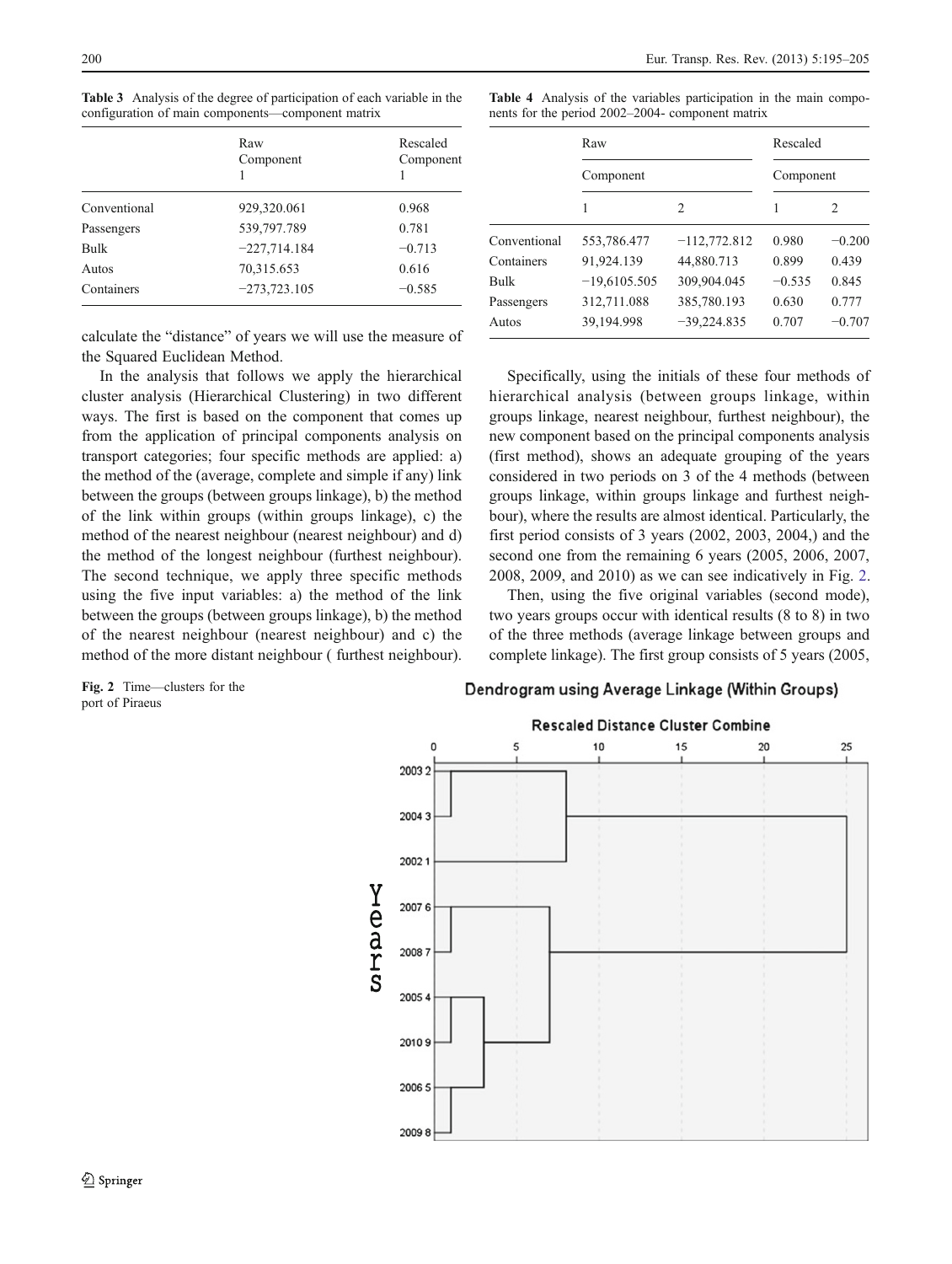**Table 3** Analysis of the degree of participation of each variable in the configuration of main components—component matrix

| | Raw Component 1 | Rescaled Component 1 |
|---|---|---|
| Conventional | 929,320.061 | 0.968 |
| Passengers | 539,797.789 | 0.781 |
| Bulk | −227,714.184 | −0.713 |
| Autos | 70,315.653 | 0.616 |
| Containers | −273,723.105 | −0.585 |

calculate the "distance" of years we will use the measure of the Squared Euclidean Method.

In the analysis that follows we apply the hierarchical cluster analysis (Hierarchical Clustering) in two different ways. The first is based on the component that comes up from the application of principal components analysis on transport categories; four specific methods are applied: a) the method of the (average, complete and simple if any) link between the groups (between groups linkage), b) the method of the link within groups (within groups linkage), c) the method of the nearest neighbour (nearest neighbour) and d) the method of the longest neighbour (furthest neighbour). The second technique, we apply three specific methods using the five input variables: a) the method of the link between the groups (between groups linkage), b) the method of the nearest neighbour (nearest neighbour) and c) the method of the more distant neighbour ( furthest neighbour).

**Table 4** Analysis of the variables participation in the main components for the period 2002–2004- component matrix

| | Raw | | Rescaled | |
|---|---|---|---|---|
| | Component | | Component | |
| | 1 | 2 | 1 | 2 |
| Conventional | 553,786.477 | −112,772.812 | 0.980 | −0.200 |
| Containers | 91,924.139 | 44,880.713 | 0.899 | 0.439 |
| Bulk | −19,6105.505 | 309,904.045 | −0.535 | 0.845 |
| Passengers | 312,711.088 | 385,780.193 | 0.630 | 0.777 |
| Autos | 39,194.998 | −39,224.835 | 0.707 | −0.707 |

Specifically, using the initials of these four methods of hierarchical analysis (between groups linkage, within groups linkage, nearest neighbour, furthest neighbour), the new component based on the principal components analysis (first method), shows an adequate grouping of the years considered in two periods on 3 of the 4 methods (between groups linkage, within groups linkage and furthest neighbour), where the results are almost identical. Particularly, the first period consists of 3 years (2002, 2003, 2004,) and the second one from the remaining 6 years (2005, 2006, 2007, 2008, 2009, and 2010) as we can see indicatively in Fig. 2.

Then, using the five original variables (second mode), two years groups occur with identical results (8 to 8) in two of the three methods (average linkage between groups and complete linkage). The first group consists of 5 years (2005,

Fig. 2 Time—clusters for the port of Piraeus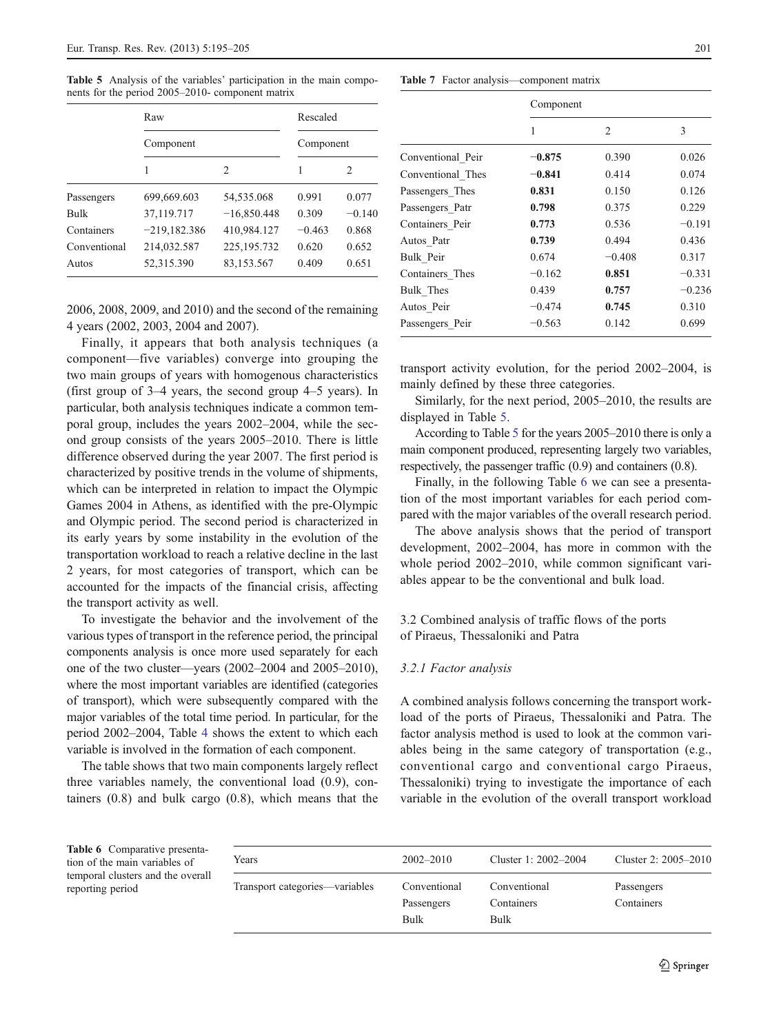**Table 5** Analysis of the variables' participation in the main components for the period 2005–2010- component matrix

| | Raw | | Rescaled | |
|---|---|---|---|---|
| | Component | | Component | |
| | 1 | 2 | 1 | 2 |
| Passengers | 699,669.603 | 54,535.068 | 0.991 | 0.077 |
| Bulk | 37,119.717 | −16,850.448 | 0.309 | −0.140 |
| Containers | −219,182.386 | 410,984.127 | −0.463 | 0.868 |
| Conventional | 214,032.587 | 225,195.732 | 0.620 | 0.652 |
| Autos | 52,315.390 | 83,153.567 | 0.409 | 0.651 |

2006, 2008, 2009, and 2010) and the second of the remaining 4 years (2002, 2003, 2004 and 2007).

Finally, it appears that both analysis techniques (a component—five variables) converge into grouping the two main groups of years with homogenous characteristics (first group of 3–4 years, the second group 4–5 years). In particular, both analysis techniques indicate a common temporal group, includes the years 2002–2004, while the second group consists of the years 2005–2010. There is little difference observed during the year 2007. The first period is characterized by positive trends in the volume of shipments, which can be interpreted in relation to impact the Olympic Games 2004 in Athens, as identified with the pre-Olympic and Olympic period. The second period is characterized in its early years by some instability in the evolution of the transportation workload to reach a relative decline in the last 2 years, for most categories of transport, which can be accounted for the impacts of the financial crisis, affecting the transport activity as well.

To investigate the behavior and the involvement of the various types of transport in the reference period, the principal components analysis is once more used separately for each one of the two cluster—years (2002–2004 and 2005–2010), where the most important variables are identified (categories of transport), which were subsequently compared with the major variables of the total time period. In particular, for the period 2002–2004, Table 4 shows the extent to which each variable is involved in the formation of each component.

The table shows that two main components largely reflect three variables namely, the conventional load (0.9), containers (0.8) and bulk cargo (0.8), which means that the transport activity evolution, for the period 2002–2004, is mainly defined by these three categories.

Similarly, for the next period, 2005–2010, the results are displayed in Table 5.

According to Table 5 for the years 2005–2010 there is only a main component produced, representing largely two variables, respectively, the passenger traffic (0.9) and containers (0.8).

Finally, in the following Table 6 we can see a presentation of the most important variables for each period compared with the major variables of the overall research period.

The above analysis shows that the period of transport development, 2002–2004, has more in common with the whole period 2002–2010, while common significant variables appear to be the conventional and bulk load.

**Table 7** Factor analysis—component matrix

| | Component | | |
|---|---|---|---|
| | 1 | 2 | 3 |
| Conventional_Peir | **−0.875** | 0.390 | 0.026 |
| Conventional_Thes | **−0.841** | 0.414 | 0.074 |
| Passengers_Thes | **0.831** | 0.150 | 0.126 |
| Passengers_Patr | **0.798** | 0.375 | 0.229 |
| Containers_Peir | **0.773** | 0.536 | −0.191 |
| Autos_Patr | **0.739** | 0.494 | 0.436 |
| Bulk_Peir | 0.674 | −0.408 | 0.317 |
| Containers_Thes | −0.162 | **0.851** | −0.331 |
| Bulk_Thes | 0.439 | **0.757** | −0.236 |
| Autos_Peir | −0.474 | **0.745** | 0.310 |
| Passengers_Peir | −0.563 | 0.142 | 0.699 |

### 3.2 Combined analysis of traffic flows of the ports of Piraeus, Thessaloniki and Patra

#### *3.2.1 Factor analysis*

A combined analysis follows concerning the transport workload of the ports of Piraeus, Thessaloniki and Patra. The factor analysis method is used to look at the common variables being in the same category of transportation (e.g., conventional cargo and conventional cargo Piraeus, Thessaloniki) trying to investigate the importance of each variable in the evolution of the overall transport workload

**Table 6** Comparative presentation of the main variables of temporal clusters and the overall reporting period

| Years | 2002–2010 | Cluster 1: 2002–2004 | Cluster 2: 2005–2010 |
|---|---|---|---|
| Transport categories—variables | Conventional<br>Passengers<br>Bulk | Conventional<br>Containers<br>Bulk | Passengers<br>Containers |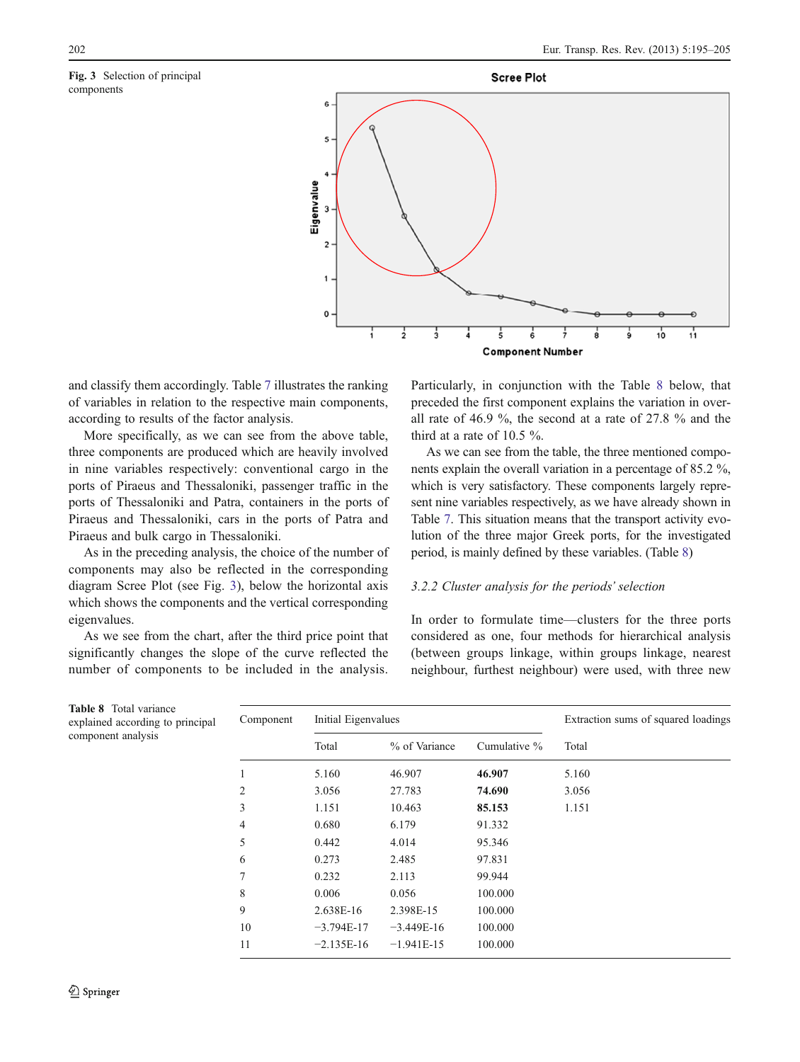**Fig. 3** Selection of principal components

and classify them accordingly. Table 7 illustrates the ranking of variables in relation to the respective main components, according to results of the factor analysis.

More specifically, as we can see from the above table, three components are produced which are heavily involved in nine variables respectively: conventional cargo in the ports of Piraeus and Thessaloniki, passenger traffic in the ports of Thessaloniki and Patra, containers in the ports of Piraeus and Thessaloniki, cars in the ports of Patra and Piraeus and bulk cargo in Thessaloniki.

As in the preceding analysis, the choice of the number of components may also be reflected in the corresponding diagram Scree Plot (see Fig. 3), below the horizontal axis which shows the components and the vertical corresponding eigenvalues.

As we see from the chart, after the third price point that significantly changes the slope of the curve reflected the number of components to be included in the analysis. Particularly, in conjunction with the Table 8 below, that preceded the first component explains the variation in overall rate of 46.9 %, the second at a rate of 27.8 % and the third at a rate of 10.5 %.

As we can see from the table, the three mentioned components explain the overall variation in a percentage of 85.2 %, which is very satisfactory. These components largely represent nine variables respectively, as we have already shown in Table 7. This situation means that the transport activity evolution of the three major Greek ports, for the investigated period, is mainly defined by these variables. (Table 8)

*3.2.2 Cluster analysis for the periods' selection*

In order to formulate time—clusters for the three ports considered as one, four methods for hierarchical analysis (between groups linkage, within groups linkage, nearest neighbour, furthest neighbour) were used, with three new

**Table 8** Total variance explained according to principal component analysis

| Component | Initial Eigenvalues | | | Extraction sums of squared loadings |
|---|---|---|---|---|
| | Total | % of Variance | Cumulative % | Total |
| 1 | 5.160 | 46.907 | **46.907** | 5.160 |
| 2 | 3.056 | 27.783 | **74.690** | 3.056 |
| 3 | 1.151 | 10.463 | **85.153** | 1.151 |
| 4 | 0.680 | 6.179 | 91.332 | |
| 5 | 0.442 | 4.014 | 95.346 | |
| 6 | 0.273 | 2.485 | 97.831 | |
| 7 | 0.232 | 2.113 | 99.944 | |
| 8 | 0.006 | 0.056 | 100.000 | |
| 9 | 2.638E-16 | 2.398E-15 | 100.000 | |
| 10 | −3.794E-17 | −3.449E-16 | 100.000 | |
| 11 | −2.135E-16 | −1.941E-15 | 100.000 | |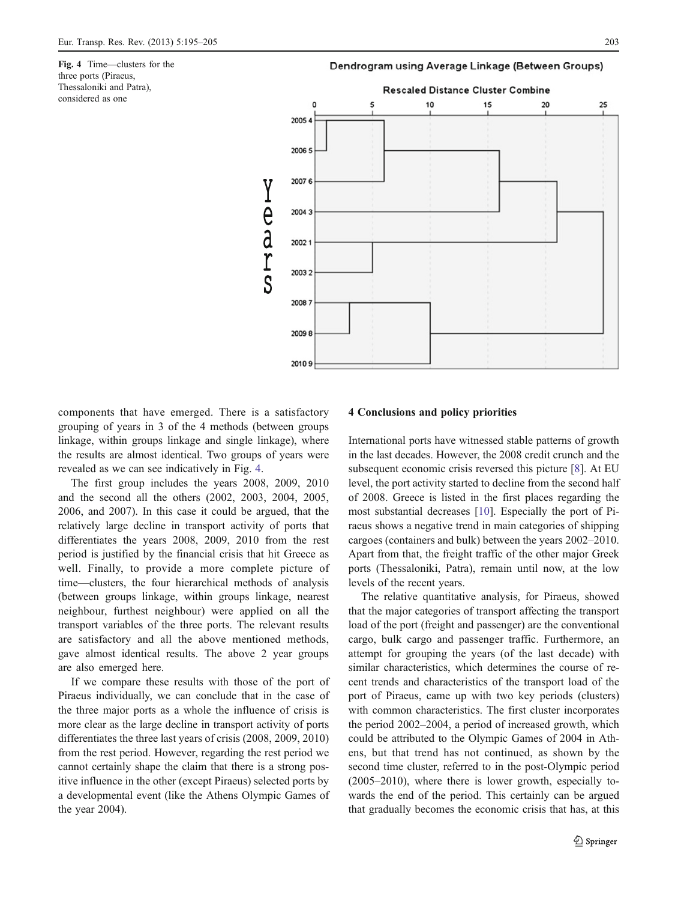Fig. 4 Time—clusters for the three ports (Piraeus, Thessaloniki and Patra), considered as one

components that have emerged. There is a satisfactory grouping of years in 3 of the 4 methods (between groups linkage, within groups linkage and single linkage), where the results are almost identical. Two groups of years were revealed as we can see indicatively in Fig. 4.

The first group includes the years 2008, 2009, 2010 and the second all the others (2002, 2003, 2004, 2005, 2006, and 2007). In this case it could be argued, that the relatively large decline in transport activity of ports that differentiates the years 2008, 2009, 2010 from the rest period is justified by the financial crisis that hit Greece as well. Finally, to provide a more complete picture of time—clusters, the four hierarchical methods of analysis (between groups linkage, within groups linkage, nearest neighbour, furthest neighbour) were applied on all the transport variables of the three ports. The relevant results are satisfactory and all the above mentioned methods, gave almost identical results. The above 2 year groups are also emerged here.

If we compare these results with those of the port of Piraeus individually, we can conclude that in the case of the three major ports as a whole the influence of crisis is more clear as the large decline in transport activity of ports differentiates the three last years of crisis (2008, 2009, 2010) from the rest period. However, regarding the rest period we cannot certainly shape the claim that there is a strong positive influence in the other (except Piraeus) selected ports by a developmental event (like the Athens Olympic Games of the year 2004).

## 4 Conclusions and policy priorities

International ports have witnessed stable patterns of growth in the last decades. However, the 2008 credit crunch and the subsequent economic crisis reversed this picture [8]. At EU level, the port activity started to decline from the second half of 2008. Greece is listed in the first places regarding the most substantial decreases [10]. Especially the port of Piraeus shows a negative trend in main categories of shipping cargoes (containers and bulk) between the years 2002–2010. Apart from that, the freight traffic of the other major Greek ports (Thessaloniki, Patra), remain until now, at the low levels of the recent years.

The relative quantitative analysis, for Piraeus, showed that the major categories of transport affecting the transport load of the port (freight and passenger) are the conventional cargo, bulk cargo and passenger traffic. Furthermore, an attempt for grouping the years (of the last decade) with similar characteristics, which determines the course of recent trends and characteristics of the transport load of the port of Piraeus, came up with two key periods (clusters) with common characteristics. The first cluster incorporates the period 2002–2004, a period of increased growth, which could be attributed to the Olympic Games of 2004 in Athens, but that trend has not continued, as shown by the second time cluster, referred to in the post-Olympic period (2005–2010), where there is lower growth, especially towards the end of the period. This certainly can be argued that gradually becomes the economic crisis that has, at this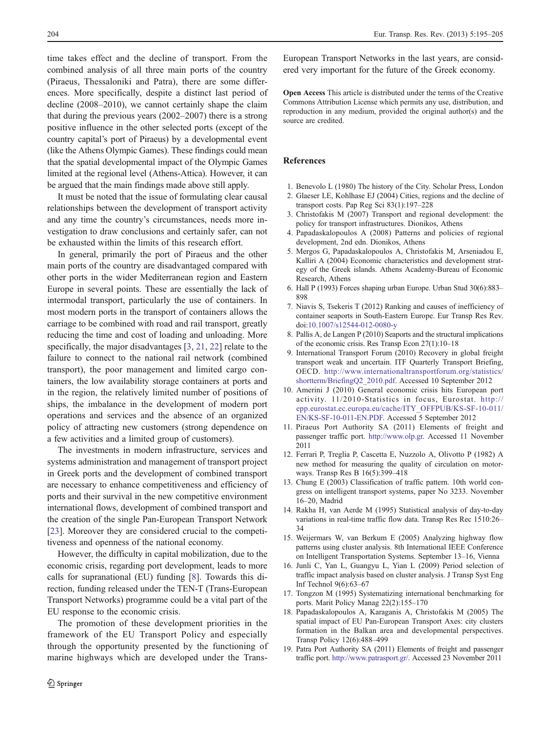time takes effect and the decline of transport. From the combined analysis of all three main ports of the country (Piraeus, Thessaloniki and Patra), there are some differences. More specifically, despite a distinct last period of decline (2008–2010), we cannot certainly shape the claim that during the previous years (2002–2007) there is a strong positive influence in the other selected ports (except of the country capital's port of Piraeus) by a developmental event (like the Athens Olympic Games). These findings could mean that the spatial developmental impact of the Olympic Games limited at the regional level (Athens-Attica). However, it can be argued that the main findings made above still apply.

It must be noted that the issue of formulating clear causal relationships between the development of transport activity and any time the country's circumstances, needs more investigation to draw conclusions and certainly safer, can not be exhausted within the limits of this research effort.

In general, primarily the port of Piraeus and the other main ports of the country are disadvantaged compared with other ports in the wider Mediterranean region and Eastern Europe in several points. These are essentially the lack of intermodal transport, particularly the use of containers. In most modern ports in the transport of containers allows the carriage to be combined with road and rail transport, greatly reducing the time and cost of loading and unloading. More specifically, the major disadvantages [3, 21, 22] relate to the failure to connect to the national rail network (combined transport), the poor management and limited cargo containers, the low availability storage containers at ports and in the region, the relatively limited number of positions of ships, the imbalance in the development of modern port operations and services and the absence of an organized policy of attracting new customers (strong dependence on a few activities and a limited group of customers).

The investments in modern infrastructure, services and systems administration and management of transport project in Greek ports and the development of combined transport are necessary to enhance competitiveness and efficiency of ports and their survival in the new competitive environment international flows, development of combined transport and the creation of the single Pan-European Transport Network [23]. Moreover they are considered crucial to the competitiveness and openness of the national economy.

However, the difficulty in capital mobilization, due to the economic crisis, regarding port development, leads to more calls for supranational (EU) funding [8]. Towards this direction, funding released under the TEN-T (Trans-European Transport Networks) programme could be a vital part of the EU response to the economic crisis.

The promotion of these development priorities in the framework of the EU Transport Policy and especially through the opportunity presented by the functioning of marine highways which are developed under the Trans-European Transport Networks in the last years, are considered very important for the future of the Greek economy.

**Open Access** This article is distributed under the terms of the Creative Commons Attribution License which permits any use, distribution, and reproduction in any medium, provided the original author(s) and the source are credited.

## References

1. Benevolo L (1980) The history of the City. Scholar Press, London
2. Glaeser LE, Kohlhase EJ (2004) Cities, regions and the decline of transport costs. Pap Reg Sci 83(1):197–228
3. Christofakis M (2007) Transport and regional development: the policy for transport infrastructures. Dionikos, Athens
4. Papadaskalopoulos A (2008) Patterns and policies of regional development, 2nd edn. Dionikos, Athens
5. Mergos G, Papadaskalopoulos A, Christofakis M, Arseniadou E, Kalliri A (2004) Economic characteristics and development strategy of the Greek islands. Athens Academy-Bureau of Economic Research, Athens
6. Hall P (1993) Forces shaping urban Europe. Urban Stud 30(6):883–898
7. Niavis S, Tsekeris T (2012) Ranking and causes of inefficiency of container seaports in South-Eastern Europe. Eur Transp Res Rev. doi:10.1007/s12544-012-0080-y
8. Pallis A, de Langen P (2010) Seaports and the structural implications of the economic crisis. Res Transp Econ 27(1):10–18
9. International Transport Forum (2010) Recovery in global freight transport weak and uncertain. ITF Quarterly Transport Briefing, OECD. http://www.internationaltransportforum.org/statistics/shortterm/BriefingQ2_2010.pdf. Accessed 10 September 2012
10. Amerini J (2010) General economic crisis hits European port activity. 11/2010-Statistics in focus, Eurostat. http://epp.eurostat.ec.europa.eu/cache/ITY_OFFPUB/KS-SF-10-011/EN/KS-SF-10-011-EN.PDF. Accessed 5 September 2012
11. Piraeus Port Authority SA (2011) Elements of freight and passenger traffic port. http://www.olp.gr. Accessed 11 November 2011
12. Ferrari P, Treglia P, Cascetta E, Nuzzolo A, Olivotto P (1982) A new method for measuring the quality of circulation on motorways. Transp Res B 16(5):399–418
13. Chung E (2003) Classification of traffic pattern. 10th world congress on intelligent transport systems, paper No 3233. November 16–20, Madrid
14. Rakha H, van Aerde M (1995) Statistical analysis of day-to-day variations in real-time traffic flow data. Transp Res Rec 1510:26–34
15. Weijermars W, van Berkum E (2005) Analyzing highway flow patterns using cluster analysis. 8th International IEEE Conference on Intelligent Transportation Systems. September 13–16, Vienna
16. Junli C, Yan L, Guangyu L, Yian L (2009) Period selection of traffic impact analysis based on cluster analysis. J Transp Syst Eng Inf Technol 9(6):63–67
17. Tongzon M (1995) Systematizing international benchmarking for ports. Marit Policy Manag 22(2):155–170
18. Papadaskalopoulos A, Karaganis A, Christofakis M (2005) The spatial impact of EU Pan-European Transport Axes: city clusters formation in the Balkan area and developmental perspectives. Transp Policy 12(6):488–499
19. Patra Port Authority SA (2011) Elements of freight and passenger traffic port. http://www.patrasport.gr/. Accessed 23 November 2011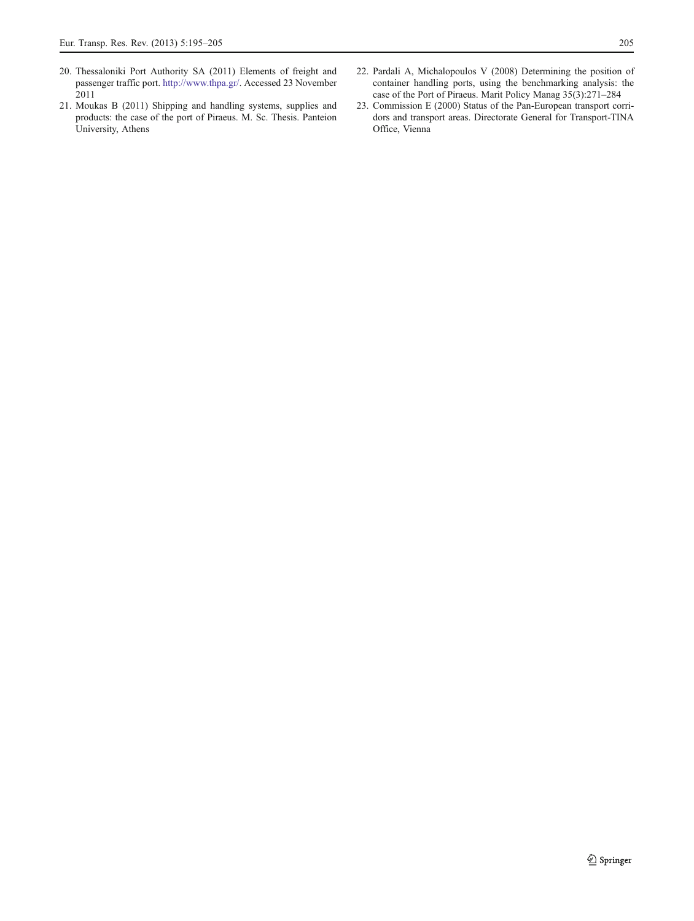20. Thessaloniki Port Authority SA (2011) Elements of freight and passenger traffic port. http://www.thpa.gr/. Accessed 23 November 2011
21. Moukas B (2011) Shipping and handling systems, supplies and products: the case of the port of Piraeus. M. Sc. Thesis. Panteion University, Athens
22. Pardali A, Michalopoulos V (2008) Determining the position of container handling ports, using the benchmarking analysis: the case of the Port of Piraeus. Marit Policy Manag 35(3):271–284
23. Commission E (2000) Status of the Pan-European transport corridors and transport areas. Directorate General for Transport-TINA Office, Vienna